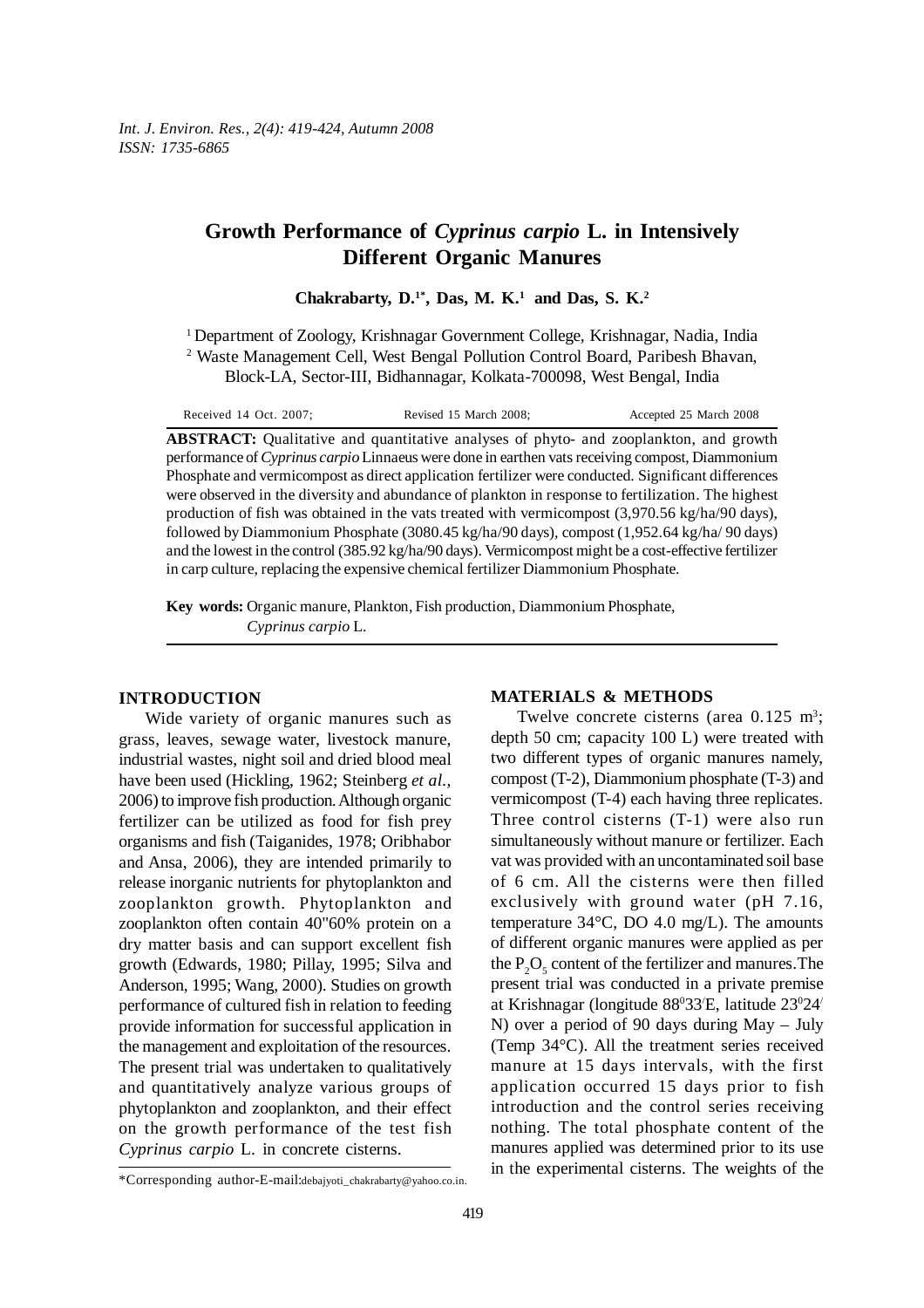# Growth Performance of *Cyprinus carpio* L. in Intensively Different Organic Manures

**Chakrabarty, D.[1*], Das, M. K.[1] and Das, S. K.[2]**

[1] Department of Zoology, Krishnagar Government College, Krishnagar, Nadia, India
[2] Waste Management Cell, West Bengal Pollution Control Board, Paribesh Bhavan, Block-LA, Sector-III, Bidhannagar, Kolkata-700098, West Bengal, India

Received 14 Oct. 2007; Revised 15 March 2008; Accepted 25 March 2008

**ABSTRACT:** Qualitative and quantitative analyses of phyto- and zooplankton, and growth performance of *Cyprinus carpio* Linnaeus were done in earthen vats receiving compost, Diammonium Phosphate and vermicompost as direct application fertilizer were conducted. Significant differences were observed in the diversity and abundance of plankton in response to fertilization. The highest production of fish was obtained in the vats treated with vermicompost (3,970.56 kg/ha/90 days), followed by Diammonium Phosphate (3080.45 kg/ha/90 days), compost (1,952.64 kg/ha/ 90 days) and the lowest in the control (385.92 kg/ha/90 days). Vermicompost might be a cost-effective fertilizer in carp culture, replacing the expensive chemical fertilizer Diammonium Phosphate.

**Key words:** Organic manure, Plankton, Fish production, Diammonium Phosphate, *Cyprinus carpio* L.

## INTRODUCTION

Wide variety of organic manures such as grass, leaves, sewage water, livestock manure, industrial wastes, night soil and dried blood meal have been used (Hickling, 1962; Steinberg *et al.*, 2006) to improve fish production. Although organic fertilizer can be utilized as food for fish prey organisms and fish (Taiganides, 1978; Oribhabor and Ansa, 2006), they are intended primarily to release inorganic nutrients for phytoplankton and zooplankton growth. Phytoplankton and zooplankton often contain 40"60% protein on a dry matter basis and can support excellent fish growth (Edwards, 1980; Pillay, 1995; Silva and Anderson, 1995; Wang, 2000). Studies on growth performance of cultured fish in relation to feeding provide information for successful application in the management and exploitation of the resources. The present trial was undertaken to qualitatively and quantitatively analyze various groups of phytoplankton and zooplankton, and their effect on the growth performance of the test fish *Cyprinus carpio* L. in concrete cisterns.

## MATERIALS & METHODS

Twelve concrete cisterns (area 0.125 $m^3$; depth 50 cm; capacity 100 L) were treated with two different types of organic manures namely, compost (T-2), Diammonium phosphate (T-3) and vermicompost (T-4) each having three replicates. Three control cisterns (T-1) were also run simultaneously without manure or fertilizer. Each vat was provided with an uncontaminated soil base of 6 cm. All the cisterns were then filled exclusively with ground water (pH 7.16, temperature 34°C, DO 4.0 mg/L). The amounts of different organic manures were applied as per the $P_2O_5$ content of the fertilizer and manures.The present trial was conducted in a private premise at Krishnagar (longitude 88°33′E, latitude 23°24′ N) over a period of 90 days during May – July (Temp 34°C). All the treatment series received manure at 15 days intervals, with the first application occurred 15 days prior to fish introduction and the control series receiving nothing. The total phosphate content of the manures applied was determined prior to its use in the experimental cisterns. The weights of the

*Corresponding author-E-mail:debajyoti_chakrabarty@yahoo.co.in.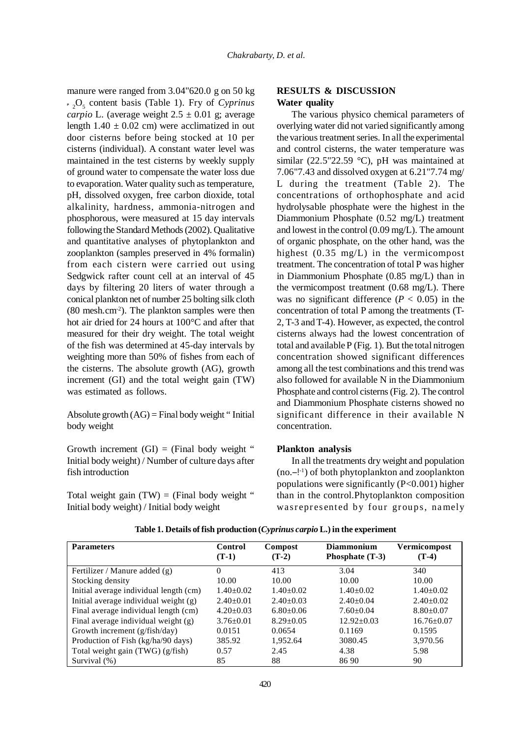manure were ranged from 3.04"620.0 g on 50 kg $_{P}$ $_2O_5$ content basis (Table 1). Fry of *Cyprinus carpio* L. (average weight 2.5 ± 0.01 g; average length 1.40 ± 0.02 cm) were acclimatized in out door cisterns before being stocked at 10 per cisterns (individual). A constant water level was maintained in the test cisterns by weekly supply of ground water to compensate the water loss due to evaporation. Water quality such as temperature, pH, dissolved oxygen, free carbon dioxide, total alkalinity, hardness, ammonia-nitrogen and phosphorous, were measured at 15 day intervals following the Standard Methods (2002). Qualitative and quantitative analyses of phytoplankton and zooplankton (samples preserved in 4% formalin) from each cistern were carried out using Sedgwick rafter count cell at an interval of 45 days by filtering 20 liters of water through a conical plankton net of number 25 bolting silk cloth (80 mesh.cm$^{-2}$). The plankton samples were then hot air dried for 24 hours at 100°C and after that measured for their dry weight. The total weight of the fish was determined at 45-day intervals by weighting more than 50% of fishes from each of the cisterns. The absolute growth (AG), growth increment (GI) and the total weight gain (TW) was estimated as follows.

Absolute growth (AG) = Final body weight " Initial body weight

Growth increment (GI) = (Final body weight " Initial body weight) / Number of culture days after fish introduction

Total weight gain (TW) = (Final body weight " Initial body weight) / Initial body weight

## RESULTS & DISCUSSION

### Water quality

The various physico chemical parameters of overlying water did not varied significantly among the various treatment series. In all the experimental and control cisterns, the water temperature was similar (22.5"22.59 °C), pH was maintained at 7.06"7.43 and dissolved oxygen at 6.21"7.74 mg/L during the treatment (Table 2). The concentrations of orthophosphate and acid hydrolysable phosphate were the highest in the Diammonium Phosphate (0.52 mg/L) treatment and lowest in the control (0.09 mg/L). The amount of organic phosphate, on the other hand, was the highest (0.35 mg/L) in the vermicompost treatment. The concentration of total P was higher in Diammonium Phosphate (0.85 mg/L) than in the vermicompost treatment (0.68 mg/L). There was no significant difference ($P < 0.05$) in the concentration of total P among the treatments (T-2, T-3 and T-4). However, as expected, the control cisterns always had the lowest concentration of total and available P (Fig. 1). But the total nitrogen concentration showed significant differences among all the test combinations and this trend was also followed for available N in the Diammonium Phosphate and control cisterns (Fig. 2). The control and Diammonium Phosphate cisterns showed no significant difference in their available N concentration.

### Plankton analysis

In all the treatments dry weight and population (no.–!$^{-1}$) of both phytoplankton and zooplankton populations were significantly (P<0.001) higher than in the control.Phytoplankton composition wasrepresented by four groups, namely

**Table 1. Details of fish production (*Cyprinus carpio* L.) in the experiment**

| Parameters | Control (T-1) | Compost (T-2) | Diammonium Phosphate (T-3) | Vermicompost (T-4) |
|---|---|---|---|---|
| Fertilizer / Manure added (g) | 0 | 413 | 3.04 | 340 |
| Stocking density | 10.00 | 10.00 | 10.00 | 10.00 |
| Initial average individual length (cm) | 1.40±0.02 | 1.40±0.02 | 1.40±0.02 | 1.40±0.02 |
| Initial average individual weight (g) | 2.40±0.01 | 2.40±0.03 | 2.40±0.04 | 2.40±0.02 |
| Final average individual length (cm) | 4.20±0.03 | 6.80±0.06 | 7.60±0.04 | 8.80±0.07 |
| Final average individual weight (g) | 3.76±0.01 | 8.29±0.05 | 12.92±0.03 | 16.76±0.07 |
| Growth increment (g/fish/day) | 0.0151 | 0.0654 | 0.1169 | 0.1595 |
| Production of Fish (kg/ha/90 days) | 385.92 | 1,952.64 | 3080.45 | 3,970.56 |
| Total weight gain (TWG) (g/fish) | 0.57 | 2.45 | 4.38 | 5.98 |
| Survival (%) | 85 | 88 | 86 90 | 90 |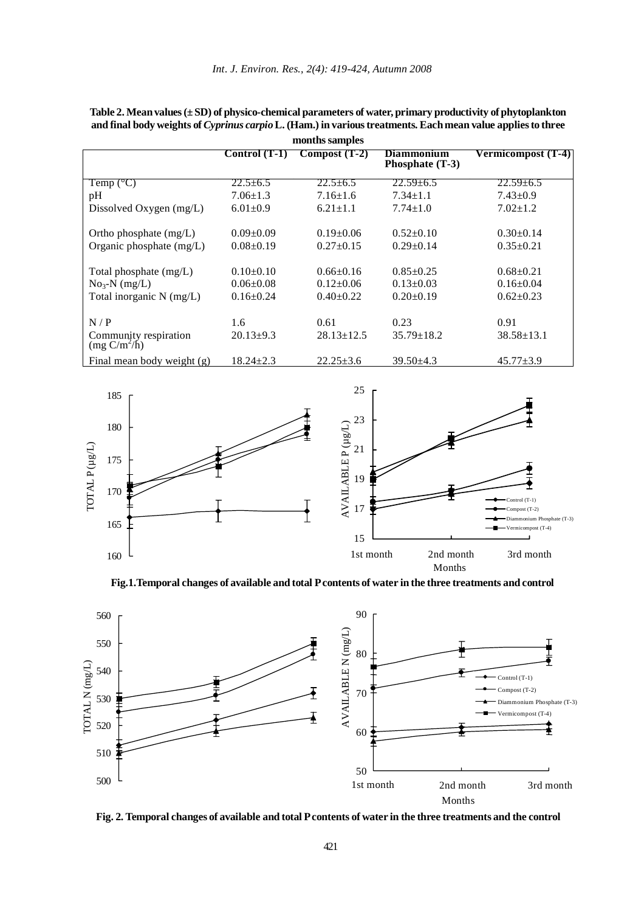**Table 2. Mean values (± SD) of physico-chemical parameters of water, primary productivity of phytoplankton and final body weights of *Cyprinus carpio* L. (Ham.) in various treatments. Each mean value applies to three months samples**

| | Control (T-1) | Compost (T-2) | Diammonium Phosphate (T-3) | Vermicompost (T-4) |
|---|---|---|---|---|
| Temp (°C) | 22.5±6.5 | 22.5±6.5 | 22.59±6.5 | 22.59±6.5 |
| pH | 7.06±1.3 | 7.16±1.6 | 7.34±1.1 | 7.43±0.9 |
| Dissolved Oxygen (mg/L) | 6.01±0.9 | 6.21±1.1 | 7.74±1.0 | 7.02±1.2 |
| Ortho phosphate (mg/L) | 0.09±0.09 | 0.19±0.06 | 0.52±0.10 | 0.30±0.14 |
| Organic phosphate (mg/L) | 0.08±0.19 | 0.27±0.15 | 0.29±0.14 | 0.35±0.21 |
| Total phosphate (mg/L) | 0.10±0.10 | 0.66±0.16 | 0.85±0.25 | 0.68±0.21 |
| $No_3$-N (mg/L) | 0.06±0.08 | 0.12±0.06 | 0.13±0.03 | 0.16±0.04 |
| Total inorganic N (mg/L) | 0.16±0.24 | 0.40±0.22 | 0.20±0.19 | 0.62±0.23 |
| N / P | 1.6 | 0.61 | 0.23 | 0.91 |
| Community respiration (mg $C/m^2/h$) | 20.13±9.3 | 28.13±12.5 | 35.79±18.2 | 38.58±13.1 |
| Final mean body weight (g) | 18.24±2.3 | 22.25±3.6 | 39.50±4.3 | 45.77±3.9 |

**Fig.1.Temporal changes of available and total P contents of water in the three treatments and control**

**Fig. 2. Temporal changes of available and total P contents of water in the three treatments and the control**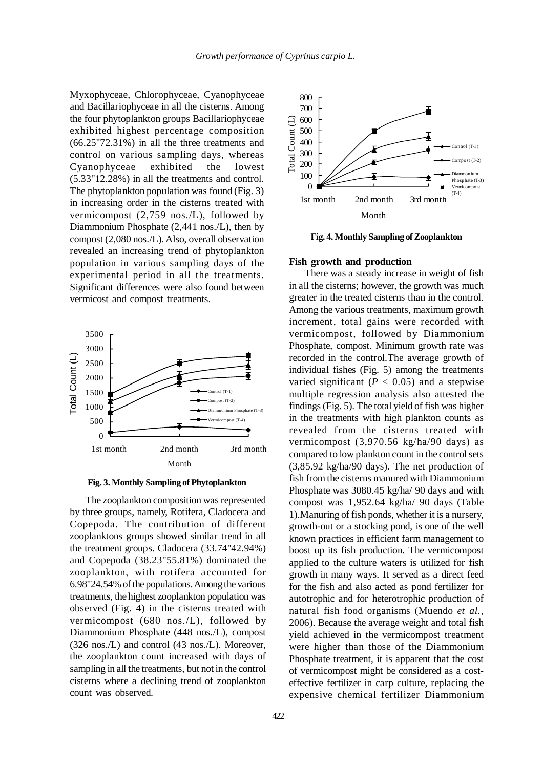Myxophyceae, Chlorophyceae, Cyanophyceae and Bacillariophyceae in all the cisterns. Among the four phytoplankton groups Bacillariophyceae exhibited highest percentage composition (66.25"72.31%) in all the three treatments and control on various sampling days, whereas Cyanophyceae exhibited the lowest (5.33"12.28%) in all the treatments and control. The phytoplankton population was found (Fig. 3) in increasing order in the cisterns treated with vermicompost (2,759 nos./L), followed by Diammonium Phosphate (2,441 nos./L), then by compost (2,080 nos./L). Also, overall observation revealed an increasing trend of phytoplankton population in various sampling days of the experimental period in all the treatments. Significant differences were also found between vermicost and compost treatments.

**Fig. 3. Monthly Sampling of Phytoplankton**

The zooplankton composition was represented by three groups, namely, Rotifera, Cladocera and Copepoda. The contribution of different zooplanktons groups showed similar trend in all the treatment groups. Cladocera (33.74"42.94%) and Copepoda (38.23"55.81%) dominated the zooplankton, with rotifera accounted for 6.98"24.54% of the populations. Among the various treatments, the highest zooplankton population was observed (Fig. 4) in the cisterns treated with vermicompost (680 nos./L), followed by Diammonium Phosphate (448 nos./L), compost (326 nos./L) and control (43 nos./L). Moreover, the zooplankton count increased with days of sampling in all the treatments, but not in the control cisterns where a declining trend of zooplankton count was observed.

**Fig. 4. Monthly Sampling of Zooplankton**

### Fish growth and production

There was a steady increase in weight of fish in all the cisterns; however, the growth was much greater in the treated cisterns than in the control. Among the various treatments, maximum growth increment, total gains were recorded with vermicompost, followed by Diammonium Phosphate, compost. Minimum growth rate was recorded in the control.The average growth of individual fishes (Fig. 5) among the treatments varied significant ($P < 0.05$) and a stepwise multiple regression analysis also attested the findings (Fig. 5). The total yield of fish was higher in the treatments with high plankton counts as revealed from the cisterns treated with vermicompost (3,970.56 kg/ha/90 days) as compared to low plankton count in the control sets (3,85.92 kg/ha/90 days). The net production of fish from the cisterns manured with Diammonium Phosphate was 3080.45 kg/ha/ 90 days and with compost was 1,952.64 kg/ha/ 90 days (Table 1).Manuring of fish ponds, whether it is a nursery, growth-out or a stocking pond, is one of the well known practices in efficient farm management to boost up its fish production. The vermicompost applied to the culture waters is utilized for fish growth in many ways. It served as a direct feed for the fish and also acted as pond fertilizer for autotrophic and for heterotrophic production of natural fish food organisms (Muendo *et al.,* 2006). Because the average weight and total fish yield achieved in the vermicompost treatment were higher than those of the Diammonium Phosphate treatment, it is apparent that the cost of vermicompost might be considered as a cost-effective fertilizer in carp culture, replacing the expensive chemical fertilizer Diammonium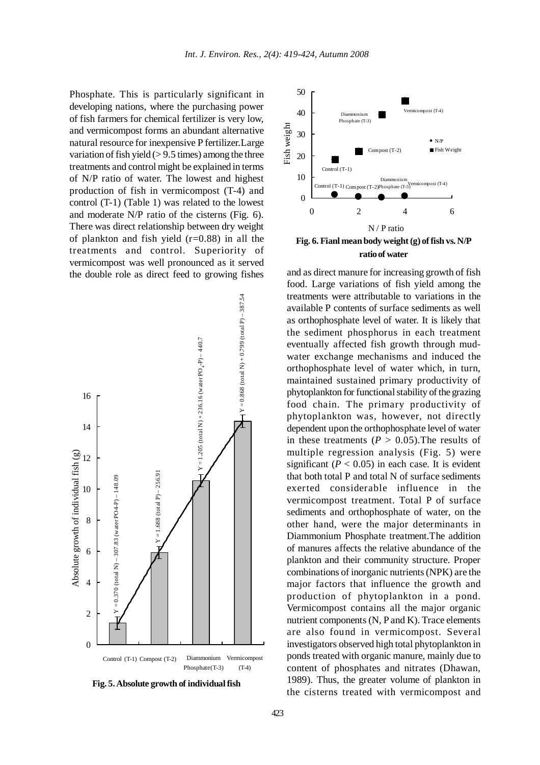Phosphate. This is particularly significant in developing nations, where the purchasing power of fish farmers for chemical fertilizer is very low, and vermicompost forms an abundant alternative natural resource for inexpensive P fertilizer.Large variation of fish yield (> 9.5 times) among the three treatments and control might be explained in terms of N/P ratio of water. The lowest and highest production of fish in vermicompost (T-4) and control (T-1) (Table 1) was related to the lowest and moderate N/P ratio of the cisterns (Fig. 6). There was direct relationship between dry weight of plankton and fish yield (r=0.88) in all the treatments and control. Superiority of vermicompost was well pronounced as it served the double role as direct feed to growing fishes and as direct manure for increasing growth of fish food. Large variations of fish yield among the treatments were attributable to variations in the available P contents of surface sediments as well as orthophosphate level of water. It is likely that the sediment phosphorus in each treatment eventually affected fish growth through mud-water exchange mechanisms and induced the orthophosphate level of water which, in turn, maintained sustained primary productivity of phytoplankton for functional stability of the grazing food chain. The primary productivity of phytoplankton was, however, not directly dependent upon the orthophosphate level of water in these treatments ($P > 0.05$).The results of multiple regression analysis (Fig. 5) were significant ($P < 0.05$) in each case. It is evident that both total P and total N of surface sediments exerted considerable influence in the vermicompost treatment. Total P of surface sediments and orthophosphate of water, on the other hand, were the major determinants in Diammonium Phosphate treatment.The addition of manures affects the relative abundance of the plankton and their community structure. Proper combinations of inorganic nutrients (NPK) are the major factors that influence the growth and production of phytoplankton in a pond. Vermicompost contains all the major organic nutrient components (N, P and K). Trace elements are also found in vermicompost. Several investigators observed high total phytoplankton in ponds treated with organic manure, mainly due to content of phosphates and nitrates (Dhawan, 1989). Thus, the greater volume of plankton in the cisterns treated with vermicompost and

**Fig. 5. Absolute growth of individual fish**

**Fig. 6. Fianl mean body weight (g) of fish vs. N/P ratio of water**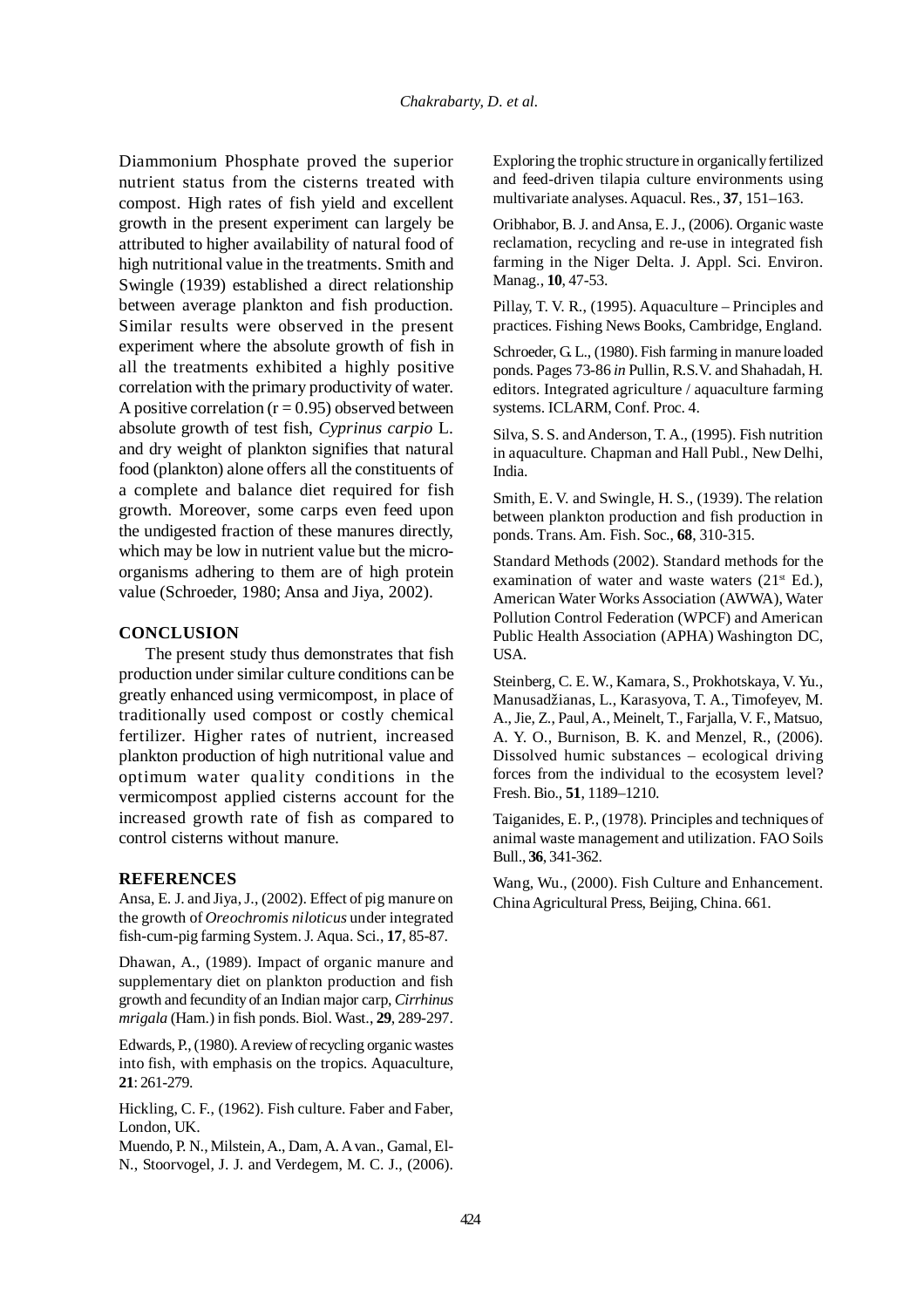Diammonium Phosphate proved the superior nutrient status from the cisterns treated with compost. High rates of fish yield and excellent growth in the present experiment can largely be attributed to higher availability of natural food of high nutritional value in the treatments. Smith and Swingle (1939) established a direct relationship between average plankton and fish production. Similar results were observed in the present experiment where the absolute growth of fish in all the treatments exhibited a highly positive correlation with the primary productivity of water. A positive correlation ($r = 0.95$) observed between absolute growth of test fish, *Cyprinus carpio* L. and dry weight of plankton signifies that natural food (plankton) alone offers all the constituents of a complete and balance diet required for fish growth. Moreover, some carps even feed upon the undigested fraction of these manures directly, which may be low in nutrient value but the micro-organisms adhering to them are of high protein value (Schroeder, 1980; Ansa and Jiya, 2002).

## CONCLUSION

The present study thus demonstrates that fish production under similar culture conditions can be greatly enhanced using vermicompost, in place of traditionally used compost or costly chemical fertilizer. Higher rates of nutrient, increased plankton production of high nutritional value and optimum water quality conditions in the vermicompost applied cisterns account for the increased growth rate of fish as compared to control cisterns without manure.

## REFERENCES

Ansa, E. J. and Jiya, J., (2002). Effect of pig manure on the growth of *Oreochromis niloticus* under integrated fish-cum-pig farming System. J. Aqua. Sci., **17**, 85-87.

Dhawan, A., (1989). Impact of organic manure and supplementary diet on plankton production and fish growth and fecundity of an Indian major carp, *Cirrhinus mrigala* (Ham.) in fish ponds. Biol. Wast., **29**, 289-297.

Edwards, P., (1980). A review of recycling organic wastes into fish, with emphasis on the tropics. Aquaculture, **21**: 261-279.

Hickling, C. F., (1962). Fish culture. Faber and Faber, London, UK.

Muendo, P. N., Milstein, A., Dam, A. A van., Gamal, El-N., Stoorvogel, J. J. and Verdegem, M. C. J., (2006). Exploring the trophic structure in organically fertilized and feed-driven tilapia culture environments using multivariate analyses. Aquacul. Res., **37**, 151–163.

Oribhabor, B. J. and Ansa, E. J., (2006). Organic waste reclamation, recycling and re-use in integrated fish farming in the Niger Delta. J. Appl. Sci. Environ. Manag., **10**, 47-53.

Pillay, T. V. R., (1995). Aquaculture – Principles and practices. Fishing News Books, Cambridge, England.

Schroeder, G. L., (1980). Fish farming in manure loaded ponds. Pages 73-86 *in* Pullin, R.S.V. and Shahadah, H. editors. Integrated agriculture / aquaculture farming systems. ICLARM, Conf. Proc. 4.

Silva, S. S. and Anderson, T. A., (1995). Fish nutrition in aquaculture. Chapman and Hall Publ., New Delhi, India.

Smith, E. V. and Swingle, H. S., (1939). The relation between plankton production and fish production in ponds. Trans. Am. Fish. Soc., **68**, 310-315.

Standard Methods (2002). Standard methods for the examination of water and waste waters (21st Ed.), American Water Works Association (AWWA), Water Pollution Control Federation (WPCF) and American Public Health Association (APHA) Washington DC, USA.

Steinberg, C. E. W., Kamara, S., Prokhotskaya, V. Yu., Manusadžianas, L., Karasyova, T. A., Timofeyev, M. A., Jie, Z., Paul, A., Meinelt, T., Farjalla, V. F., Matsuo, A. Y. O., Burnison, B. K. and Menzel, R., (2006). Dissolved humic substances – ecological driving forces from the individual to the ecosystem level? Fresh. Bio., **51**, 1189–1210.

Taiganides, E. P., (1978). Principles and techniques of animal waste management and utilization. FAO Soils Bull., **36**, 341-362.

Wang, Wu., (2000). Fish Culture and Enhancement. China Agricultural Press, Beijing, China. 661.